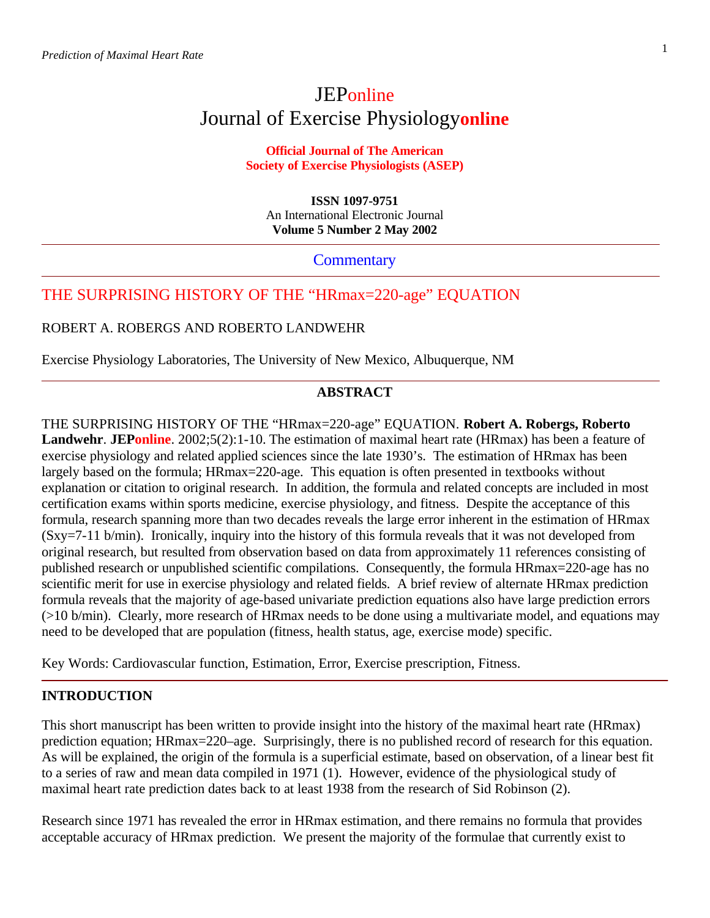# JEPonline
# Journal of Exercise Physiologyonline

**Official Journal of The American Society of Exercise Physiologists (ASEP)**

**ISSN 1097-9751**
An International Electronic Journal
**Volume 5 Number 2 May 2002**

---

Commentary

---

## THE SURPRISING HISTORY OF THE "HRmax=220-age" EQUATION

ROBERT A. ROBERGS AND ROBERTO LANDWEHR

Exercise Physiology Laboratories, The University of New Mexico, Albuquerque, NM

---

### ABSTRACT

THE SURPRISING HISTORY OF THE "HRmax=220-age" EQUATION. **Robert A. Robergs, Roberto Landwehr**. **JEPonline**. 2002;5(2):1-10. The estimation of maximal heart rate (HRmax) has been a feature of exercise physiology and related applied sciences since the late 1930's. The estimation of HRmax has been largely based on the formula; HRmax=220-age. This equation is often presented in textbooks without explanation or citation to original research. In addition, the formula and related concepts are included in most certification exams within sports medicine, exercise physiology, and fitness. Despite the acceptance of this formula, research spanning more than two decades reveals the large error inherent in the estimation of HRmax (Sxy=7-11 b/min). Ironically, inquiry into the history of this formula reveals that it was not developed from original research, but resulted from observation based on data from approximately 11 references consisting of published research or unpublished scientific compilations. Consequently, the formula HRmax=220-age has no scientific merit for use in exercise physiology and related fields. A brief review of alternate HRmax prediction formula reveals that the majority of age-based univariate prediction equations also have large prediction errors (>10 b/min). Clearly, more research of HRmax needs to be done using a multivariate model, and equations may need to be developed that are population (fitness, health status, age, exercise mode) specific.

Key Words: Cardiovascular function, Estimation, Error, Exercise prescription, Fitness.

---

### INTRODUCTION

This short manuscript has been written to provide insight into the history of the maximal heart rate (HRmax) prediction equation; HRmax=220–age. Surprisingly, there is no published record of research for this equation. As will be explained, the origin of the formula is a superficial estimate, based on observation, of a linear best fit to a series of raw and mean data compiled in 1971 (1). However, evidence of the physiological study of maximal heart rate prediction dates back to at least 1938 from the research of Sid Robinson (2).

Research since 1971 has revealed the error in HRmax estimation, and there remains no formula that provides acceptable accuracy of HRmax prediction. We present the majority of the formulae that currently exist to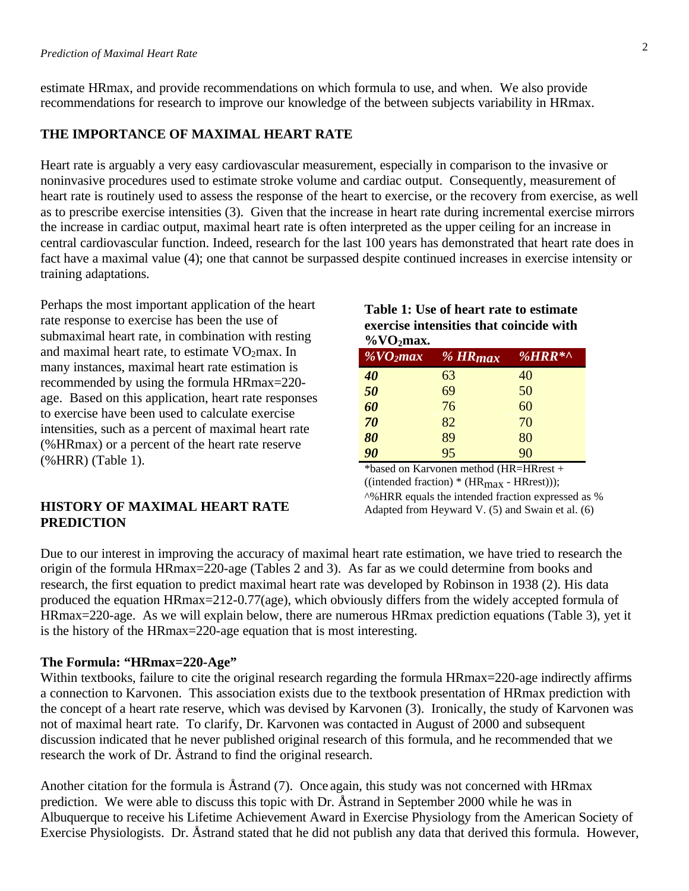estimate HRmax, and provide recommendations on which formula to use, and when. We also provide recommendations for research to improve our knowledge of the between subjects variability in HRmax.

## THE IMPORTANCE OF MAXIMAL HEART RATE

Heart rate is arguably a very easy cardiovascular measurement, especially in comparison to the invasive or noninvasive procedures used to estimate stroke volume and cardiac output. Consequently, measurement of heart rate is routinely used to assess the response of the heart to exercise, or the recovery from exercise, as well as to prescribe exercise intensities (3). Given that the increase in heart rate during incremental exercise mirrors the increase in cardiac output, maximal heart rate is often interpreted as the upper ceiling for an increase in central cardiovascular function. Indeed, research for the last 100 years has demonstrated that heart rate does in fact have a maximal value (4); one that cannot be surpassed despite continued increases in exercise intensity or training adaptations.

Perhaps the most important application of the heart rate response to exercise has been the use of submaximal heart rate, in combination with resting and maximal heart rate, to estimate $VO_2$max. In many instances, maximal heart rate estimation is recommended by using the formula HRmax=220-age. Based on this application, heart rate responses to exercise have been used to calculate exercise intensities, such as a percent of maximal heart rate (%HRmax) or a percent of the heart rate reserve (%HRR) (Table 1).

**Table 1: Use of heart rate to estimate exercise intensities that coincide with %$VO_2$max.**

| *%$VO_2$max* | *% $HR_{max}$* | *%HRR*^* |
|---|---|---|
| ***40*** | 63 | 40 |
| ***50*** | 69 | 50 |
| ***60*** | 76 | 60 |
| ***70*** | 82 | 70 |
| ***80*** | 89 | 80 |
| ***90*** | 95 | 90 |

*based on Karvonen method (HR=HRrest + ((intended fraction) * ($HR_{max}$ - HRrest)));
^%HRR equals the intended fraction expressed as %
Adapted from Heyward V. (5) and Swain et al. (6)

## HISTORY OF MAXIMAL HEART RATE PREDICTION

Due to our interest in improving the accuracy of maximal heart rate estimation, we have tried to research the origin of the formula HRmax=220-age (Tables 2 and 3). As far as we could determine from books and research, the first equation to predict maximal heart rate was developed by Robinson in 1938 (2). His data produced the equation HRmax=212-0.77(age), which obviously differs from the widely accepted formula of HRmax=220-age. As we will explain below, there are numerous HRmax prediction equations (Table 3), yet it is the history of the HRmax=220-age equation that is most interesting.

### The Formula: "HRmax=220-Age"

Within textbooks, failure to cite the original research regarding the formula HRmax=220-age indirectly affirms a connection to Karvonen. This association exists due to the textbook presentation of HRmax prediction with the concept of a heart rate reserve, which was devised by Karvonen (3). Ironically, the study of Karvonen was not of maximal heart rate. To clarify, Dr. Karvonen was contacted in August of 2000 and subsequent discussion indicated that he never published original research of this formula, and he recommended that we research the work of Dr. Åstrand to find the original research.

Another citation for the formula is Åstrand (7). Once again, this study was not concerned with HRmax prediction. We were able to discuss this topic with Dr. Åstrand in September 2000 while he was in Albuquerque to receive his Lifetime Achievement Award in Exercise Physiology from the American Society of Exercise Physiologists. Dr. Åstrand stated that he did not publish any data that derived this formula. However,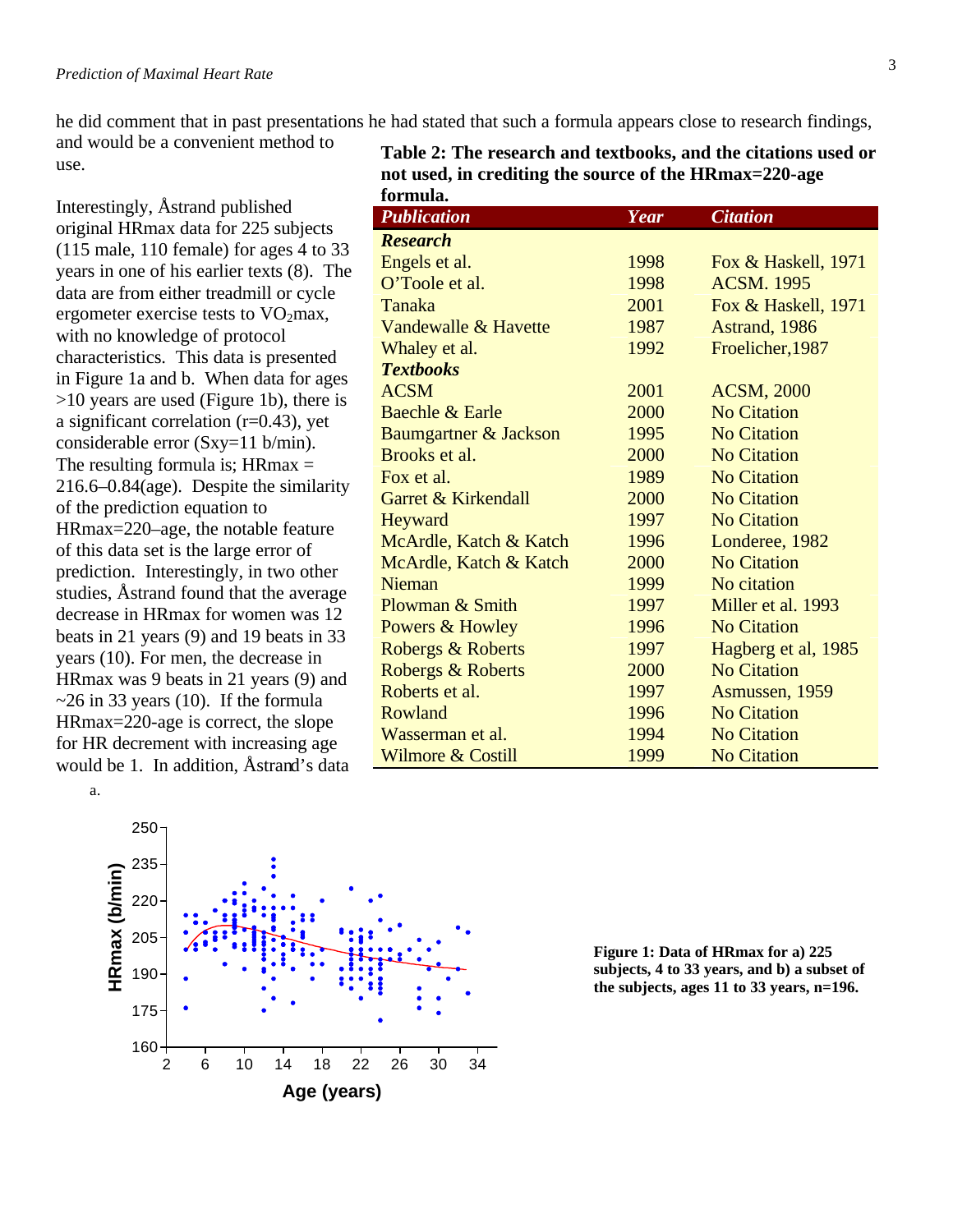he did comment that in past presentations he had stated that such a formula appears close to research findings, and would be a convenient method to use.

Interestingly, Åstrand published original HRmax data for 225 subjects (115 male, 110 female) for ages 4 to 33 years in one of his earlier texts (8). The data are from either treadmill or cycle ergometer exercise tests to $VO_2$max, with no knowledge of protocol characteristics. This data is presented in Figure 1a and b. When data for ages >10 years are used (Figure 1b), there is a significant correlation (r=0.43), yet considerable error (Sxy=11 b/min). The resulting formula is; HRmax = 216.6–0.84(age). Despite the similarity of the prediction equation to HRmax=220–age, the notable feature of this data set is the large error of prediction. Interestingly, in two other studies, Åstrand found that the average decrease in HRmax for women was 12 beats in 21 years (9) and 19 beats in 33 years (10). For men, the decrease in HRmax was 9 beats in 21 years (9) and ~26 in 33 years (10). If the formula HRmax=220-age is correct, the slope for HR decrement with increasing age would be 1. In addition, Åstrand's data

**Table 2: The research and textbooks, and the citations used or not used, in crediting the source of the HRmax=220-age formula.**

| *Publication* | *Year* | *Citation* |
|---|---|---|
| ***Research*** | | |
| Engels et al. | 1998 | Fox & Haskell, 1971 |
| O'Toole et al. | 1998 | ACSM. 1995 |
| Tanaka | 2001 | Fox & Haskell, 1971 |
| Vandewalle & Havette | 1987 | Astrand, 1986 |
| Whaley et al. | 1992 | Froelicher,1987 |
| ***Textbooks*** | | |
| ACSM | 2001 | ACSM, 2000 |
| Baechle & Earle | 2000 | No Citation |
| Baumgartner & Jackson | 1995 | No Citation |
| Brooks et al. | 2000 | No Citation |
| Fox et al. | 1989 | No Citation |
| Garret & Kirkendall | 2000 | No Citation |
| Heyward | 1997 | No Citation |
| McArdle, Katch & Katch | 1996 | Londeree, 1982 |
| McArdle, Katch & Katch | 2000 | No Citation |
| Nieman | 1999 | No citation |
| Plowman & Smith | 1997 | Miller et al. 1993 |
| Powers & Howley | 1996 | No Citation |
| Robergs & Roberts | 1997 | Hagberg et al, 1985 |
| Robergs & Roberts | 2000 | No Citation |
| Roberts et al. | 1997 | Asmussen, 1959 |
| Rowland | 1996 | No Citation |
| Wasserman et al. | 1994 | No Citation |
| Wilmore & Costill | 1999 | No Citation |

a.

**Figure 1: Data of HRmax for a) 225 subjects, 4 to 33 years, and b) a subset of the subjects, ages 11 to 33 years, n=196.**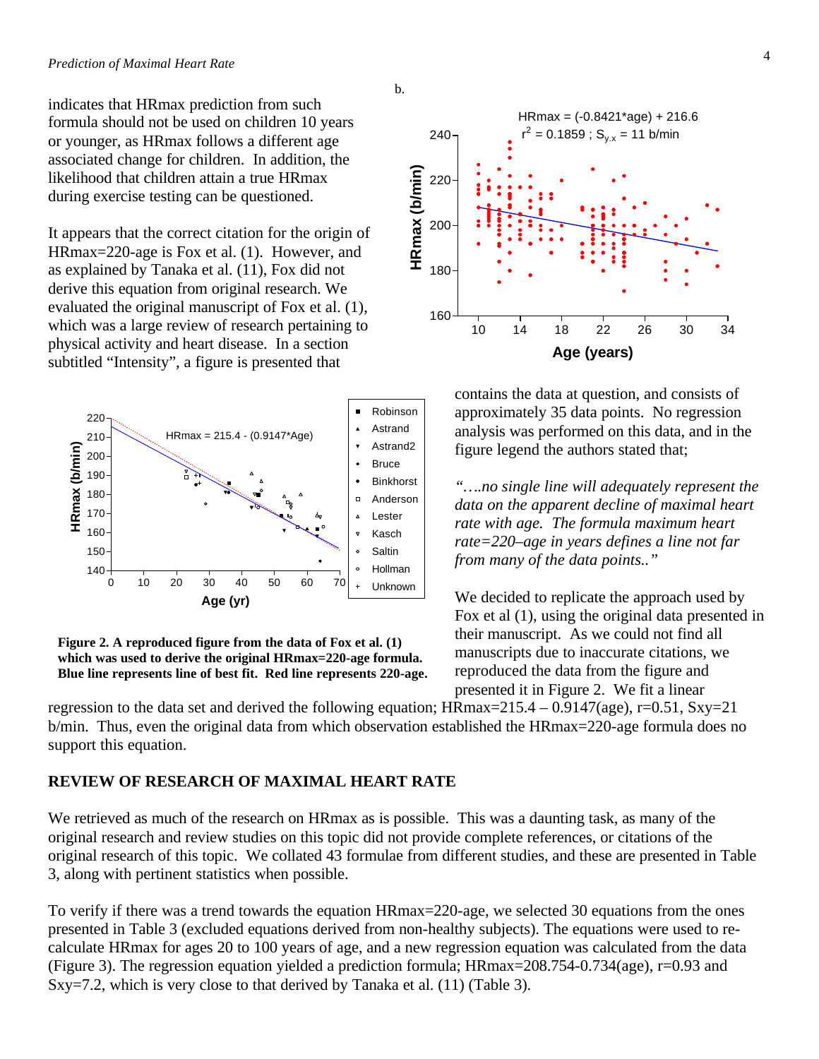indicates that HRmax prediction from such formula should not be used on children 10 years or younger, as HRmax follows a different age associated change for children. In addition, the likelihood that children attain a true HRmax during exercise testing can be questioned.

It appears that the correct citation for the origin of HRmax=220-age is Fox et al. (1). However, and as explained by Tanaka et al. (11), Fox did not derive this equation from original research. We evaluated the original manuscript of Fox et al. (1), which was a large review of research pertaining to physical activity and heart disease. In a section subtitled "Intensity", a figure is presented that contains the data at question, and consists of approximately 35 data points. No regression analysis was performed on this data, and in the figure legend the authors stated that;

*"….no single line will adequately represent the data on the apparent decline of maximal heart rate with age. The formula maximum heart rate=220–age in years defines a line not far from many of the data points.."*

We decided to replicate the approach used by Fox et al (1), using the original data presented in their manuscript. As we could not find all manuscripts due to inaccurate citations, we reproduced the data from the figure and presented it in Figure 2. We fit a linear regression to the data set and derived the following equation; HRmax=215.4 – 0.9147(age), r=0.51, Sxy=21 b/min. Thus, even the original data from which observation established the HRmax=220-age formula does no support this equation.

**Figure 2. A reproduced figure from the data of Fox et al. (1) which was used to derive the original HRmax=220-age formula. Blue line represents line of best fit. Red line represents 220-age.**

## REVIEW OF RESEARCH OF MAXIMAL HEART RATE

We retrieved as much of the research on HRmax as is possible. This was a daunting task, as many of the original research and review studies on this topic did not provide complete references, or citations of the original research of this topic. We collated 43 formulae from different studies, and these are presented in Table 3, along with pertinent statistics when possible.

To verify if there was a trend towards the equation HRmax=220-age, we selected 30 equations from the ones presented in Table 3 (excluded equations derived from non-healthy subjects). The equations were used to re-calculate HRmax for ages 20 to 100 years of age, and a new regression equation was calculated from the data (Figure 3). The regression equation yielded a prediction formula; HRmax=208.754-0.734(age), r=0.93 and Sxy=7.2, which is very close to that derived by Tanaka et al. (11) (Table 3).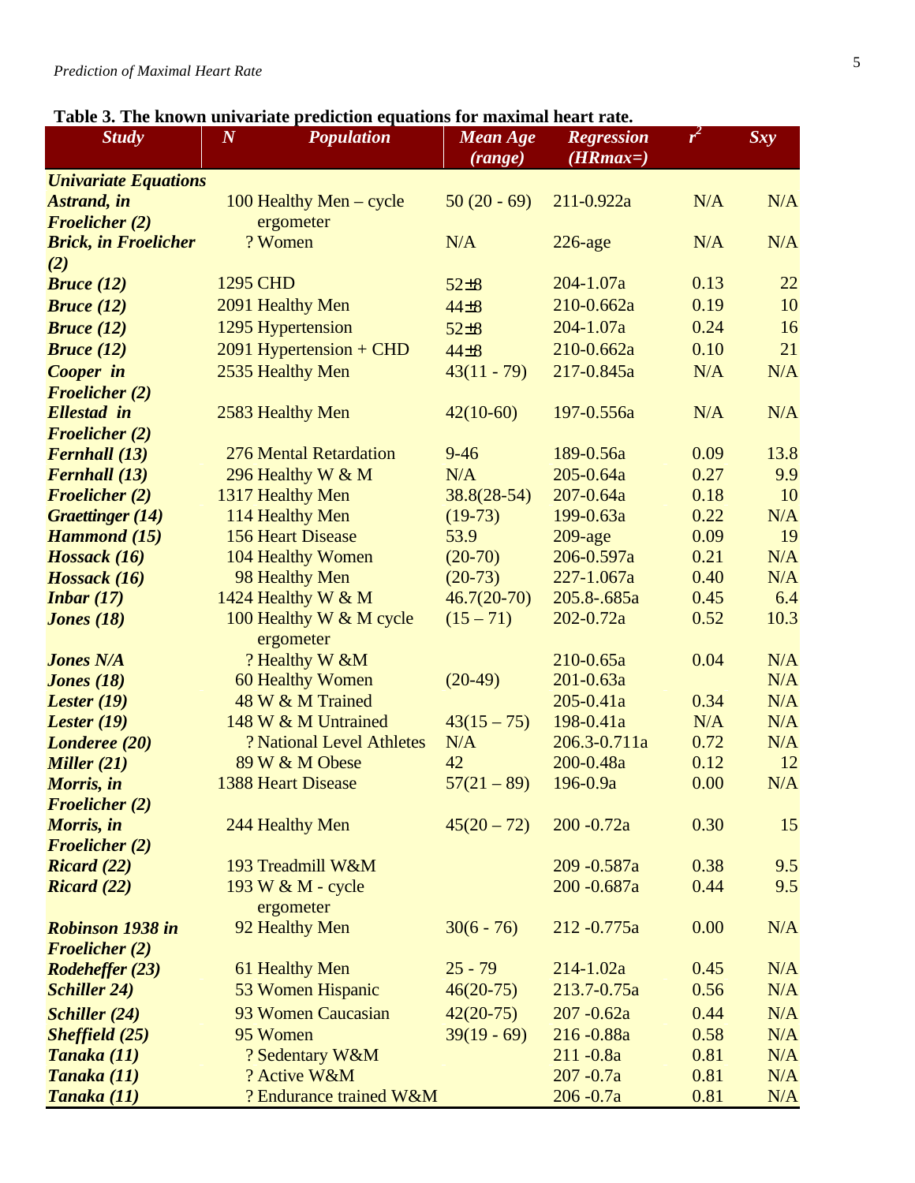**Table 3. The known univariate prediction equations for maximal heart rate.**

| Study | N | Population | Mean Age (range) | Regression (HRmax=) | $r^2$ | Sxy |
|---|---|---|---|---|---|---|
| ***Univariate Equations*** | | | | | | |
| ***Astrand, in Froelicher (2)*** | 100 | Healthy Men – cycle ergometer | 50 (20 - 69) | 211-0.922a | N/A | N/A |
| ***Brick, in Froelicher (2)*** | ? | Women | N/A | 226-age | N/A | N/A |
| ***Bruce (12)*** | 1295 | CHD | 52±8 | 204-1.07a | 0.13 | 22 |
| ***Bruce (12)*** | 2091 | Healthy Men | 44±8 | 210-0.662a | 0.19 | 10 |
| ***Bruce (12)*** | 1295 | Hypertension | 52±8 | 204-1.07a | 0.24 | 16 |
| ***Bruce (12)*** | 2091 | Hypertension + CHD | 44±8 | 210-0.662a | 0.10 | 21 |
| ***Cooper in Froelicher (2)*** | 2535 | Healthy Men | 43(11 - 79) | 217-0.845a | N/A | N/A |
| ***Ellestad in Froelicher (2)*** | 2583 | Healthy Men | 42(10-60) | 197-0.556a | N/A | N/A |
| ***Fernhall (13)*** | 276 | Mental Retardation | 9-46 | 189-0.56a | 0.09 | 13.8 |
| ***Fernhall (13)*** | 296 | Healthy W & M | N/A | 205-0.64a | 0.27 | 9.9 |
| ***Froelicher (2)*** | 1317 | Healthy Men | 38.8(28-54) | 207-0.64a | 0.18 | 10 |
| ***Graettinger (14)*** | 114 | Healthy Men | (19-73) | 199-0.63a | 0.22 | N/A |
| ***Hammond (15)*** | 156 | Heart Disease | 53.9 | 209-age | 0.09 | 19 |
| ***Hossack (16)*** | 104 | Healthy Women | (20-70) | 206-0.597a | 0.21 | N/A |
| ***Hossack (16)*** | 98 | Healthy Men | (20-73) | 227-1.067a | 0.40 | N/A |
| ***Inbar (17)*** | 1424 | Healthy W & M | 46.7(20-70) | 205.8-.685a | 0.45 | 6.4 |
| ***Jones (18)*** | 100 | Healthy W & M cycle ergometer | (15 – 71) | 202-0.72a | 0.52 | 10.3 |
| ***Jones N/A*** | ? | Healthy W &M | | 210-0.65a | 0.04 | N/A |
| ***Jones (18)*** | 60 | Healthy Women | (20-49) | 201-0.63a | | N/A |
| ***Lester (19)*** | 48 | W & M Trained | | 205-0.41a | 0.34 | N/A |
| ***Lester (19)*** | 148 | W & M Untrained | 43(15 – 75) | 198-0.41a | N/A | N/A |
| ***Londeree (20)*** | ? | National Level Athletes | N/A | 206.3-0.711a | 0.72 | N/A |
| ***Miller (21)*** | 89 | W & M Obese | 42 | 200-0.48a | 0.12 | 12 |
| ***Morris, in Froelicher (2)*** | 1388 | Heart Disease | 57(21 – 89) | 196-0.9a | 0.00 | N/A |
| ***Morris, in Froelicher (2)*** | 244 | Healthy Men | 45(20 – 72) | 200 -0.72a | 0.30 | 15 |
| ***Ricard (22)*** | 193 | Treadmill W&M | | 209 -0.587a | 0.38 | 9.5 |
| ***Ricard (22)*** | 193 | W & M - cycle ergometer | | 200 -0.687a | 0.44 | 9.5 |
| ***Robinson 1938 in Froelicher (2)*** | 92 | Healthy Men | 30(6 - 76) | 212 -0.775a | 0.00 | N/A |
| ***Rodeheffer (23)*** | 61 | Healthy Men | 25 - 79 | 214-1.02a | 0.45 | N/A |
| ***Schiller 24)*** | 53 | Women Hispanic | 46(20-75) | 213.7-0.75a | 0.56 | N/A |
| ***Schiller (24)*** | 93 | Women Caucasian | 42(20-75) | 207 -0.62a | 0.44 | N/A |
| ***Sheffield (25)*** | 95 | Women | 39(19 - 69) | 216 -0.88a | 0.58 | N/A |
| ***Tanaka (11)*** | ? | Sedentary W&M | | 211 -0.8a | 0.81 | N/A |
| ***Tanaka (11)*** | ? | Active W&M | | 207 -0.7a | 0.81 | N/A |
| ***Tanaka (11)*** | ? | Endurance trained W&M | | 206 -0.7a | 0.81 | N/A |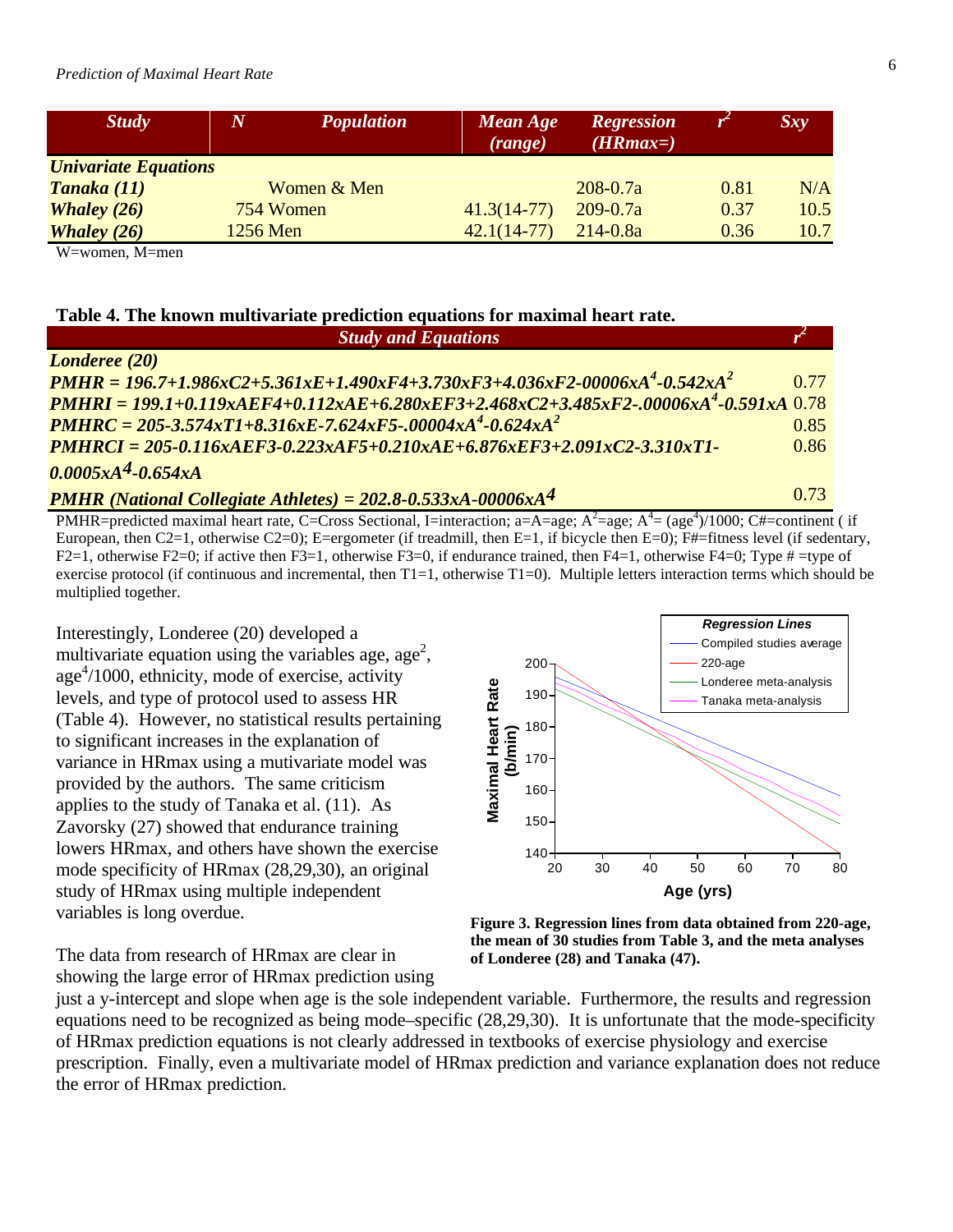| Study | N | Population | Mean Age (range) | Regression (HRmax=) | $r^2$ | Sxy |
|---|---|---|---|---|---|---|
| ***Univariate Equations*** | | | | | | |
| ***Tanaka (11)*** | | Women & Men | | 208-0.7a | 0.81 | N/A |
| ***Whaley (26)*** | | 754 Women | 41.3(14-77) | 209-0.7a | 0.37 | 10.5 |
| ***Whaley (26)*** | | 1256 Men | 42.1(14-77) | 214-0.8a | 0.36 | 10.7 |

W=women, M=men

**Table 4. The known multivariate prediction equations for maximal heart rate.**

| Study and Equations | $r^2$ |
|---|---|
| ***Londeree (20)*** | |
| $PMHR = 196.7+1.986xC2+5.361xE+1.490xF4+3.730xF3+4.036xF2-00006xA^4-0.542xA^2$ | 0.77 |
| $PMHRI = 199.1+0.119xAEF4+0.112xAE+6.280xEF3+2.468xC2+3.485xF2-.00006xA^4-0.591xA$ | 0.78 |
| $PMHRC = 205-3.574xT1+8.316xE-7.624xF5-.00004xA^4-0.624xA^2$ | 0.85 |
| $PMHRCI = 205-0.116xAEF3-0.223xAF5+0.210xAE+6.876xEF3+2.091xC2-3.310xT1-0.0005xA^4-0.654xA$ | 0.86 |
| $PMHR$ (National Collegiate Athletes) $= 202.8-0.533xA-00006xA^4$ | 0.73 |

PMHR=predicted maximal heart rate, C=Cross Sectional, I=interaction; a=A=age; $A^2$=age; $A^4$= (age$^4$)/1000; C#=continent ( if European, then C2=1, otherwise C2=0); E=ergometer (if treadmill, then E=1, if bicycle then E=0); F#=fitness level (if sedentary, F2=1, otherwise F2=0; if active then F3=1, otherwise F3=0, if endurance trained, then F4=1, otherwise F4=0; Type # =type of exercise protocol (if continuous and incremental, then T1=1, otherwise T1=0). Multiple letters interaction terms which should be multiplied together.

Interestingly, Londeree (20) developed a multivariate equation using the variables age, age$^2$, age$^4$/1000, ethnicity, mode of exercise, activity levels, and type of protocol used to assess HR (Table 4). However, no statistical results pertaining to significant increases in the explanation of variance in HRmax using a mutivariate model was provided by the authors. The same criticism applies to the study of Tanaka et al. (11). As Zavorsky (27) showed that endurance training lowers HRmax, and others have shown the exercise mode specificity of HRmax (28,29,30), an original study of HRmax using multiple independent variables is long overdue.

**Figure 3. Regression lines from data obtained from 220-age, the mean of 30 studies from Table 3, and the meta analyses of Londeree (28) and Tanaka (47).**

The data from research of HRmax are clear in showing the large error of HRmax prediction using just a y-intercept and slope when age is the sole independent variable. Furthermore, the results and regression equations need to be recognized as being mode–specific (28,29,30). It is unfortunate that the mode-specificity of HRmax prediction equations is not clearly addressed in textbooks of exercise physiology and exercise prescription. Finally, even a multivariate model of HRmax prediction and variance explanation does not reduce the error of HRmax prediction.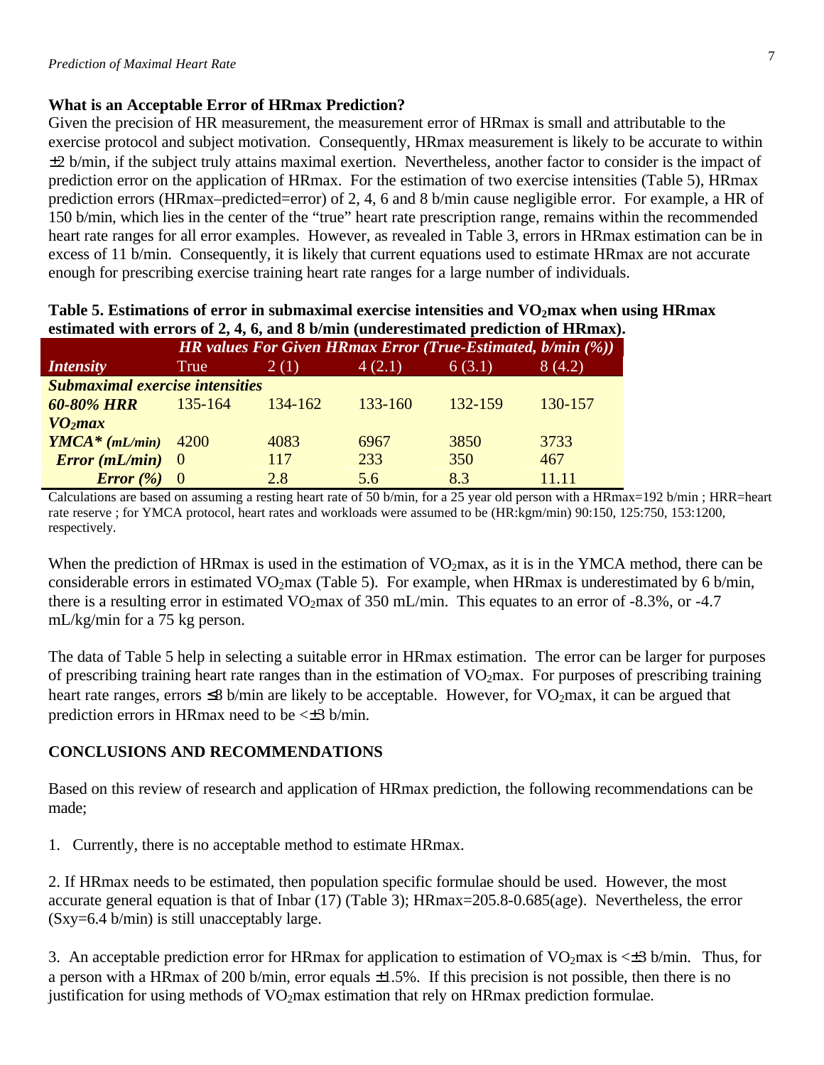**What is an Acceptable Error of HRmax Prediction?**

Given the precision of HR measurement, the measurement error of HRmax is small and attributable to the exercise protocol and subject motivation. Consequently, HRmax measurement is likely to be accurate to within ±2 b/min, if the subject truly attains maximal exertion. Nevertheless, another factor to consider is the impact of prediction error on the application of HRmax. For the estimation of two exercise intensities (Table 5), HRmax prediction errors (HRmax–predicted=error) of 2, 4, 6 and 8 b/min cause negligible error. For example, a HR of 150 b/min, which lies in the center of the "true" heart rate prescription range, remains within the recommended heart rate ranges for all error examples. However, as revealed in Table 3, errors in HRmax estimation can be in excess of 11 b/min. Consequently, it is likely that current equations used to estimate HRmax are not accurate enough for prescribing exercise training heart rate ranges for a large number of individuals.

**Table 5. Estimations of error in submaximal exercise intensities and $VO_2$max when using HRmax estimated with errors of 2, 4, 6, and 8 b/min (underestimated prediction of HRmax).**

| | *HR values For Given HRmax Error (True-Estimated, b/min (%))* | | | | |
|---|---|---|---|---|---|
| ***Intensity*** | True | 2 (1) | 4 (2.1) | 6 (3.1) | 8 (4.2) |
| ***Submaximal exercise intensities*** | | | | | |
| ***60-80% HRR*** | 135-164 | 134-162 | 133-160 | 132-159 | 130-157 |
| ***$VO_2$max*** | | | | | |
| ***YMCA\* (mL/min)*** | 4200 | 4083 | 6967 | 3850 | 3733 |
| ***Error (mL/min)*** | 0 | 117 | 233 | 350 | 467 |
| ***Error (%)*** | 0 | 2.8 | 5.6 | 8.3 | 11.11 |

Calculations are based on assuming a resting heart rate of 50 b/min, for a 25 year old person with a HRmax=192 b/min ; HRR=heart rate reserve ; for YMCA protocol, heart rates and workloads were assumed to be (HR:kgm/min) 90:150, 125:750, 153:1200, respectively.

When the prediction of HRmax is used in the estimation of $VO_2$max, as it is in the YMCA method, there can be considerable errors in estimated $VO_2$max (Table 5). For example, when HRmax is underestimated by 6 b/min, there is a resulting error in estimated $VO_2$max of 350 mL/min. This equates to an error of -8.3%, or -4.7 mL/kg/min for a 75 kg person.

The data of Table 5 help in selecting a suitable error in HRmax estimation. The error can be larger for purposes of prescribing training heart rate ranges than in the estimation of $VO_2$max. For purposes of prescribing training heart rate ranges, errors ≤8 b/min are likely to be acceptable. However, for $VO_2$max, it can be argued that prediction errors in HRmax need to be <±3 b/min.

## CONCLUSIONS AND RECOMMENDATIONS

Based on this review of research and application of HRmax prediction, the following recommendations can be made;

1. Currently, there is no acceptable method to estimate HRmax.

2. If HRmax needs to be estimated, then population specific formulae should be used. However, the most accurate general equation is that of Inbar (17) (Table 3); HRmax=205.8-0.685(age). Nevertheless, the error ($S_{xy}$=6.4 b/min) is still unacceptably large.

3. An acceptable prediction error for HRmax for application to estimation of $VO_2$max is <±3 b/min. Thus, for a person with a HRmax of 200 b/min, error equals ±1.5%. If this precision is not possible, then there is no justification for using methods of $VO_2$max estimation that rely on HRmax prediction formulae.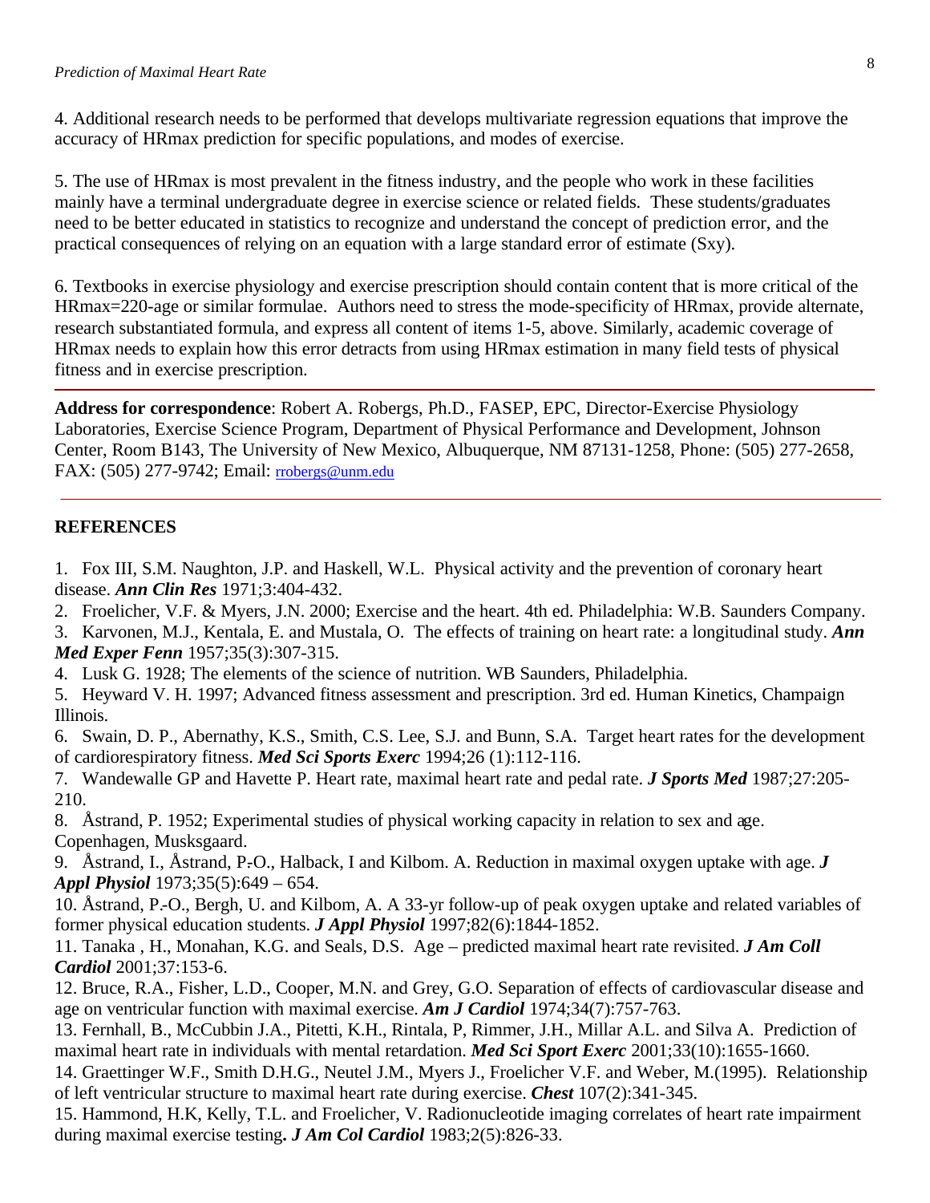4. Additional research needs to be performed that develops multivariate regression equations that improve the accuracy of HRmax prediction for specific populations, and modes of exercise.

5. The use of HRmax is most prevalent in the fitness industry, and the people who work in these facilities mainly have a terminal undergraduate degree in exercise science or related fields. These students/graduates need to be better educated in statistics to recognize and understand the concept of prediction error, and the practical consequences of relying on an equation with a large standard error of estimate (Sxy).

6. Textbooks in exercise physiology and exercise prescription should contain content that is more critical of the HRmax=220-age or similar formulae. Authors need to stress the mode-specificity of HRmax, provide alternate, research substantiated formula, and express all content of items 1-5, above. Similarly, academic coverage of HRmax needs to explain how this error detracts from using HRmax estimation in many field tests of physical fitness and in exercise prescription.

---

**Address for correspondence**: Robert A. Robergs, Ph.D., FASEP, EPC, Director-Exercise Physiology Laboratories, Exercise Science Program, Department of Physical Performance and Development, Johnson Center, Room B143, The University of New Mexico, Albuquerque, NM 87131-1258, Phone: (505) 277-2658, FAX: (505) 277-9742; Email: rrobergs@unm.edu

---

## REFERENCES

1. Fox III, S.M. Naughton, J.P. and Haskell, W.L. Physical activity and the prevention of coronary heart disease. ***Ann Clin Res*** 1971;3:404-432.
2. Froelicher, V.F. & Myers, J.N. 2000; Exercise and the heart. 4th ed. Philadelphia: W.B. Saunders Company.
3. Karvonen, M.J., Kentala, E. and Mustala, O. The effects of training on heart rate: a longitudinal study. ***Ann Med Exper Fenn*** 1957;35(3):307-315.
4. Lusk G. 1928; The elements of the science of nutrition. WB Saunders, Philadelphia.
5. Heyward V. H. 1997; Advanced fitness assessment and prescription. 3rd ed. Human Kinetics, Champaign Illinois.
6. Swain, D. P., Abernathy, K.S., Smith, C.S. Lee, S.J. and Bunn, S.A. Target heart rates for the development of cardiorespiratory fitness. ***Med Sci Sports Exerc*** 1994;26 (1):112-116.
7. Wandewalle GP and Havette P. Heart rate, maximal heart rate and pedal rate. ***J Sports Med*** 1987;27:205-210.
8. Åstrand, P. 1952; Experimental studies of physical working capacity in relation to sex and age. Copenhagen, Musksgaard.
9. Åstrand, I., Åstrand, P-O., Halback, I and Kilbom. A. Reduction in maximal oxygen uptake with age. ***J Appl Physiol*** 1973;35(5):649 – 654.
10. Åstrand, P.-O., Bergh, U. and Kilbom, A. A 33-yr follow-up of peak oxygen uptake and related variables of former physical education students. ***J Appl Physiol*** 1997;82(6):1844-1852.
11. Tanaka , H., Monahan, K.G. and Seals, D.S. Age – predicted maximal heart rate revisited. ***J Am Coll Cardiol*** 2001;37:153-6.
12. Bruce, R.A., Fisher, L.D., Cooper, M.N. and Grey, G.O. Separation of effects of cardiovascular disease and age on ventricular function with maximal exercise. ***Am J Cardiol*** 1974;34(7):757-763.
13. Fernhall, B., McCubbin J.A., Pitetti, K.H., Rintala, P, Rimmer, J.H., Millar A.L. and Silva A. Prediction of maximal heart rate in individuals with mental retardation. ***Med Sci Sport Exerc*** 2001;33(10):1655-1660.
14. Graettinger W.F., Smith D.H.G., Neutel J.M., Myers J., Froelicher V.F. and Weber, M.(1995). Relationship of left ventricular structure to maximal heart rate during exercise. ***Chest*** 107(2):341-345.
15. Hammond, H.K, Kelly, T.L. and Froelicher, V. Radionucleotide imaging correlates of heart rate impairment during maximal exercise testing**.** ***J Am Col Cardiol*** 1983;2(5):826-33.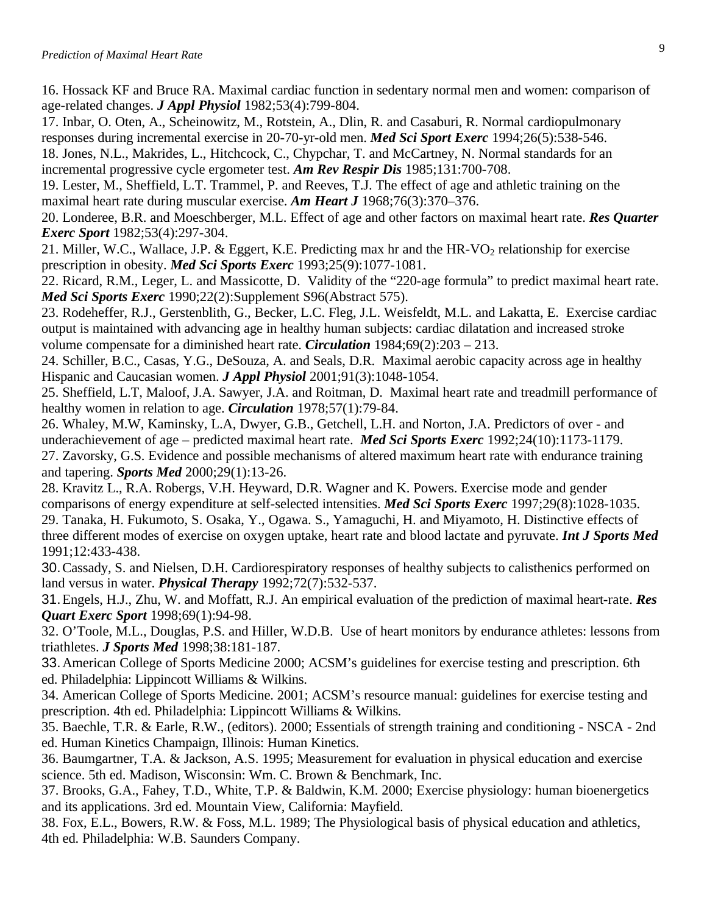16. Hossack KF and Bruce RA. Maximal cardiac function in sedentary normal men and women: comparison of age-related changes. ***J Appl Physiol*** 1982;53(4):799-804.

17. Inbar, O. Oten, A., Scheinowitz, M., Rotstein, A., Dlin, R. and Casaburi, R. Normal cardiopulmonary responses during incremental exercise in 20-70-yr-old men. ***Med Sci Sport Exerc*** 1994;26(5):538-546.

18. Jones, N.L., Makrides, L., Hitchcock, C., Chypchar, T. and McCartney, N. Normal standards for an incremental progressive cycle ergometer test. ***Am Rev Respir Dis*** 1985;131:700-708.

19. Lester, M., Sheffield, L.T. Trammel, P. and Reeves, T.J. The effect of age and athletic training on the maximal heart rate during muscular exercise. ***Am Heart J*** 1968;76(3):370–376.

20. Londeree, B.R. and Moeschberger, M.L. Effect of age and other factors on maximal heart rate. ***Res Quarter Exerc Sport*** 1982;53(4):297-304.

21. Miller, W.C., Wallace, J.P. & Eggert, K.E. Predicting max hr and the HR-$VO_2$ relationship for exercise prescription in obesity. ***Med Sci Sports Exerc*** 1993;25(9):1077-1081.

22. Ricard, R.M., Leger, L. and Massicotte, D. Validity of the “220-age formula” to predict maximal heart rate. ***Med Sci Sports Exerc*** 1990;22(2):Supplement S96(Abstract 575).

23. Rodeheffer, R.J., Gerstenblith, G., Becker, L.C. Fleg, J.L. Weisfeldt, M.L. and Lakatta, E. Exercise cardiac output is maintained with advancing age in healthy human subjects: cardiac dilatation and increased stroke volume compensate for a diminished heart rate. ***Circulation*** 1984;69(2):203 – 213.

24. Schiller, B.C., Casas, Y.G., DeSouza, A. and Seals, D.R. Maximal aerobic capacity across age in healthy Hispanic and Caucasian women. ***J Appl Physiol*** 2001;91(3):1048-1054.

25. Sheffield, L.T, Maloof, J.A. Sawyer, J.A. and Roitman, D. Maximal heart rate and treadmill performance of healthy women in relation to age. ***Circulation*** 1978;57(1):79-84.

26. Whaley, M.W, Kaminsky, L.A, Dwyer, G.B., Getchell, L.H. and Norton, J.A. Predictors of over - and underachievement of age – predicted maximal heart rate. ***Med Sci Sports Exerc*** 1992;24(10):1173-1179.

27. Zavorsky, G.S. Evidence and possible mechanisms of altered maximum heart rate with endurance training and tapering. ***Sports Med*** 2000;29(1):13-26.

28. Kravitz L., R.A. Robergs, V.H. Heyward, D.R. Wagner and K. Powers. Exercise mode and gender comparisons of energy expenditure at self-selected intensities. ***Med Sci Sports Exerc*** 1997;29(8):1028-1035.

29. Tanaka, H. Fukumoto, S. Osaka, Y., Ogawa. S., Yamaguchi, H. and Miyamoto, H. Distinctive effects of three different modes of exercise on oxygen uptake, heart rate and blood lactate and pyruvate. ***Int J Sports Med*** 1991;12:433-438.

30. Cassady, S. and Nielsen, D.H. Cardiorespiratory responses of healthy subjects to calisthenics performed on land versus in water. ***Physical Therapy*** 1992;72(7):532-537.

31. Engels, H.J., Zhu, W. and Moffatt, R.J. An empirical evaluation of the prediction of maximal heart-rate. ***Res Quart Exerc Sport*** 1998;69(1):94-98.

32. O’Toole, M.L., Douglas, P.S. and Hiller, W.D.B. Use of heart monitors by endurance athletes: lessons from triathletes. ***J Sports Med*** 1998;38:181-187.

33. American College of Sports Medicine 2000; ACSM’s guidelines for exercise testing and prescription. 6th ed. Philadelphia: Lippincott Williams & Wilkins.

34. American College of Sports Medicine. 2001; ACSM’s resource manual: guidelines for exercise testing and prescription. 4th ed. Philadelphia: Lippincott Williams & Wilkins.

35. Baechle, T.R. & Earle, R.W., (editors). 2000; Essentials of strength training and conditioning - NSCA - 2nd ed. Human Kinetics Champaign, Illinois: Human Kinetics.

36. Baumgartner, T.A. & Jackson, A.S. 1995; Measurement for evaluation in physical education and exercise science. 5th ed. Madison, Wisconsin: Wm. C. Brown & Benchmark, Inc.

37. Brooks, G.A., Fahey, T.D., White, T.P. & Baldwin, K.M. 2000; Exercise physiology: human bioenergetics and its applications. 3rd ed. Mountain View, California: Mayfield.

38. Fox, E.L., Bowers, R.W. & Foss, M.L. 1989; The Physiological basis of physical education and athletics, 4th ed. Philadelphia: W.B. Saunders Company.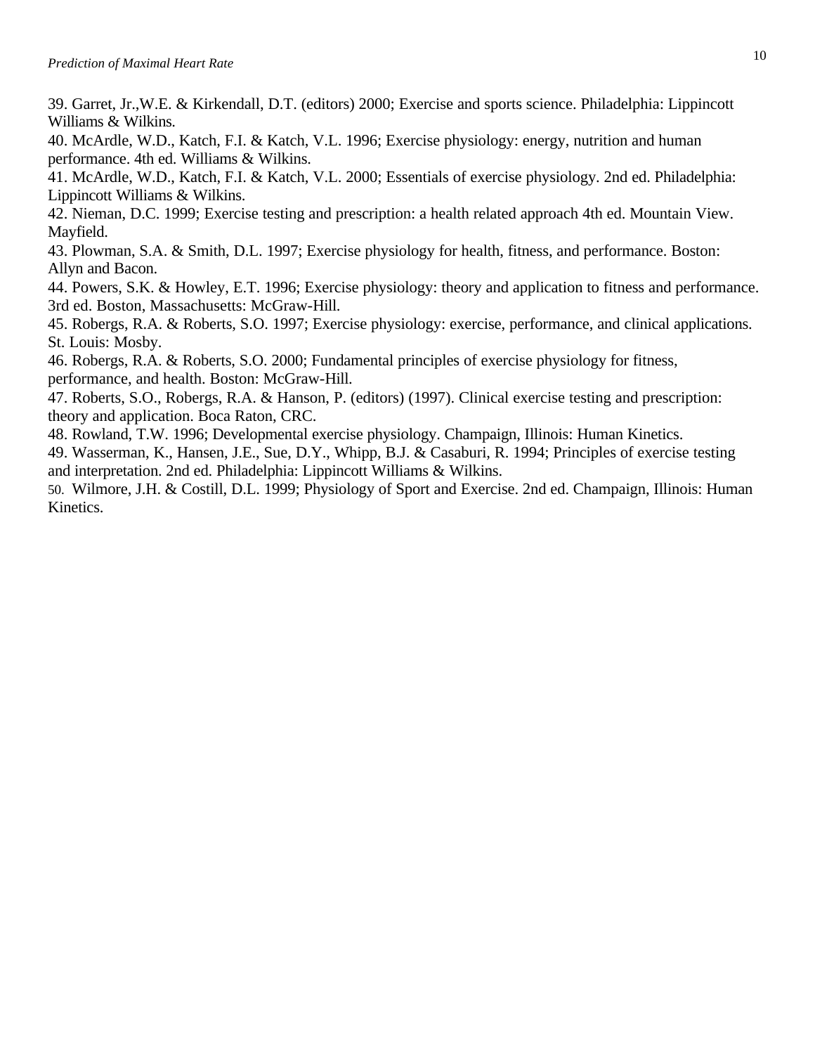39. Garret, Jr.,W.E. & Kirkendall, D.T. (editors) 2000; Exercise and sports science. Philadelphia: Lippincott Williams & Wilkins.

40. McArdle, W.D., Katch, F.I. & Katch, V.L. 1996; Exercise physiology: energy, nutrition and human performance. 4th ed. Williams & Wilkins.

41. McArdle, W.D., Katch, F.I. & Katch, V.L. 2000; Essentials of exercise physiology. 2nd ed. Philadelphia: Lippincott Williams & Wilkins.

42. Nieman, D.C. 1999; Exercise testing and prescription: a health related approach 4th ed. Mountain View. Mayfield.

43. Plowman, S.A. & Smith, D.L. 1997; Exercise physiology for health, fitness, and performance. Boston: Allyn and Bacon.

44. Powers, S.K. & Howley, E.T. 1996; Exercise physiology: theory and application to fitness and performance. 3rd ed. Boston, Massachusetts: McGraw-Hill.

45. Robergs, R.A. & Roberts, S.O. 1997; Exercise physiology: exercise, performance, and clinical applications. St. Louis: Mosby.

46. Robergs, R.A. & Roberts, S.O. 2000; Fundamental principles of exercise physiology for fitness, performance, and health. Boston: McGraw-Hill.

47. Roberts, S.O., Robergs, R.A. & Hanson, P. (editors) (1997). Clinical exercise testing and prescription: theory and application. Boca Raton, CRC.

48. Rowland, T.W. 1996; Developmental exercise physiology. Champaign, Illinois: Human Kinetics.

49. Wasserman, K., Hansen, J.E., Sue, D.Y., Whipp, B.J. & Casaburi, R. 1994; Principles of exercise testing and interpretation. 2nd ed. Philadelphia: Lippincott Williams & Wilkins.

50. Wilmore, J.H. & Costill, D.L. 1999; Physiology of Sport and Exercise. 2nd ed. Champaign, Illinois: Human Kinetics.